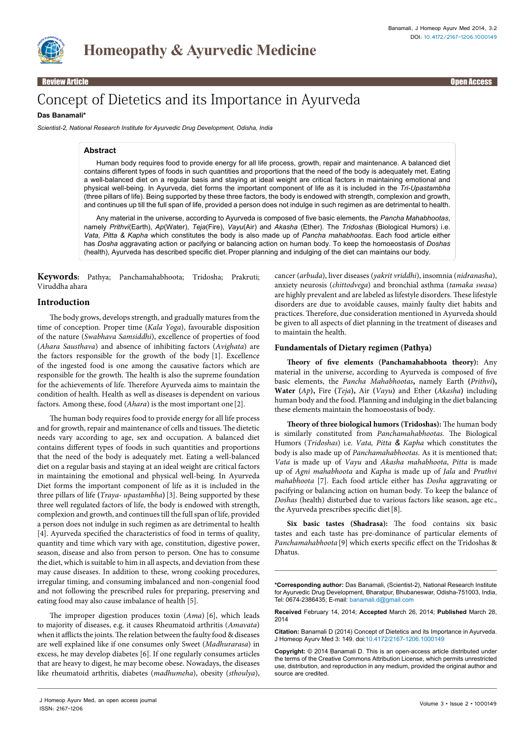Review Article — Open Access

# Concept of Dietetics and its Importance in Ayurveda

**Das Banamali***

*Scientist-2, National Research Institute for Ayurvedic Drug Development, Odisha, India*

## Abstract

Human body requires food to provide energy for all life process, growth, repair and maintenance. A balanced diet contains different types of foods in such quantities and proportions that the need of the body is adequately met. Eating a well-balanced diet on a regular basis and staying at ideal weight are critical factors in maintaining emotional and physical well-being. In Ayurveda, diet forms the important component of life as it is included in the *Tri-Upastambha* (three pillars of life). Being supported by these three factors, the body is endowed with strength, complexion and growth, and continues up till the full span of life, provided a person does not indulge in such regimen as are detrimental to health.

Any material in the universe, according to Ayurveda is composed of five basic elements, the *Pancha Mahabhootas*, namely *Prithvi*(Earth), *Ap*(Water), *Teja*(Fire), *Vayu*(Air) and *Akasha* (Ether). The *Tridoshas* (Biological Humors) i.e. *Vata, Pitta & Kapha* which constitutes the body is also made up of *Pancha mahabhootas*. Each food article either has *Dosha* aggravating action or pacifying or balancing action on human body. To keep the homoeostasis of *Doshas* (health), Ayurveda has described specific diet. Proper planning and indulging of the diet can maintains our body.

**Keywords:** Pathya; Panchamahabhoota; Tridosha; Prakruti; Viruddha ahara

## Introduction

The body grows, develops strength, and gradually matures from the time of conception. Proper time (*Kala Yoga*), favourable disposition of the nature (*Swabhava Samsiddhi*), excellence of properties of food (*Ahara Sausthava*) and absence of inhibiting factors (*Avighata*) are the factors responsible for the growth of the body [1]. Excellence of the ingested food is one among the causative factors which are responsible for the growth. The health is also the supreme foundation for the achievements of life. Therefore Ayurveda aims to maintain the condition of health. Health as well as diseases is dependent on various factors. Among these, food (*Ahara*) is the most important one [2].

The human body requires food to provide energy for all life process and for growth, repair and maintenance of cells and tissues. The dietetic needs vary according to age, sex and occupation. A balanced diet contains different types of foods in such quantities and proportions that the need of the body is adequately met. Eating a well-balanced diet on a regular basis and staying at an ideal weight are critical factors in maintaining the emotional and physical well-being. In Ayurveda Diet forms the important component of life as it is included in the three pillars of life (*Traya- upastambha*) [3]. Being supported by these three well regulated factors of life, the body is endowed with strength, complexion and growth, and continues till the full span of life, provided a person does not indulge in such regimen as are detrimental to health [4]. Ayurveda specified the characteristics of food in terms of quality, quantity and time which vary with age, constitution, digestive power, season, disease and also from person to person. One has to consume the diet, which is suitable to him in all aspects, and deviation from these may cause diseases. In addition to these, wrong cooking procedures, irregular timing, and consuming imbalanced and non-congenial food and not following the prescribed rules for preparing, preserving and eating food may also cause imbalance of health [5].

The improper digestion produces toxin (*Ama*) [6], which leads to majority of diseases, e.g. it causes Rheumatoid arthritis (*Amavata*) when it afflicts the joints. The relation between the faulty food & diseases are well explained like if one consumes only Sweet (*Madhurarasa*) in excess, he may develop diabetes [6]. If one regularly consumes articles that are heavy to digest, he may become obese. Nowadays, the diseases like rheumatoid arthritis, diabetes (*madhumeha*), obesity (*sthoulya*), cancer (*arbuda*), liver diseases (*yakrit vriddhi*), insomnia (*nidranasha*), anxiety neurosis (*chittodvega*) and bronchial asthma (*tamaka swasa*) are highly prevalent and are labeled as lifestyle disorders. These lifestyle disorders are due to avoidable causes, mainly faulty diet habits and practices. Therefore, due consideration mentioned in Ayurveda should be given to all aspects of diet planning in the treatment of diseases and to maintain the health.

### Fundamentals of Dietary regimen (Pathya)

**Theory of five elements (Panchamahabhoota theory):** Any material in the universe, according to Ayurveda is composed of five basic elements, the *Pancha Mahabhootas***,** namely Earth (*Prithvi*)**, Water** (*Ap*)**,** Fire (*Teja*)**,** Air (*Vayu*) and Ether (*Akasha*) including human body and the food. Planning and indulging in the diet balancing these elements maintain the homoeostasis of body.

**Theory of three biological humors (Tridoshas):** The human body is similarly constituted from *Panchamahabhootas.* The Biological Humors (*Tridoshas*) i.e. *Vata, Pitta & Kapha* which constitutes the body is also made up of *Panchamahabhootas*. As it is mentioned that; *Vata* is made up of *Vayu* and *Akasha mahabhoota*, *Pitta* is made up of *Agni mahabhoota* and *Kapha* is made up of *Jala* and *Pruthvi mahabhoota* [7]. Each food article either has *Dosha* aggravating or pacifying or balancing action on human body. To keep the balance of *Doshas* (health) disturbed due to various factors like season, age etc., the Ayurveda prescribes specific diet [8].

**Six basic tastes (Shadrasa):** The food contains six basic tastes and each taste has pre-dominance of particular elements of *Panchamahabhoota* [9] which exerts specific effect on the Tridoshas & Dhatus.

---

***Corresponding author:** Das Banamali, (Scientist-2), National Research Institute for Ayurvedic Drug Development, Bharatpur, Bhubaneswar, Odisha-751003, India, Tel: 0674-2386435; E-mail: banamali.d@gmail.com

**Received** February 14, 2014; **Accepted** March 26, 2014; **Published** March 28, 2014

**Citation:** Banamali D (2014) Concept of Dietetics and its Importance in Ayurveda. J Homeop Ayurv Med 3: 149. doi:10.4172/2167-1206.1000149

**Copyright:** © 2014 Banamali D. This is an open-access article distributed under the terms of the Creative Commons Attribution License, which permits unrestricted use, distribution, and reproduction in any medium, provided the original author and source are credited.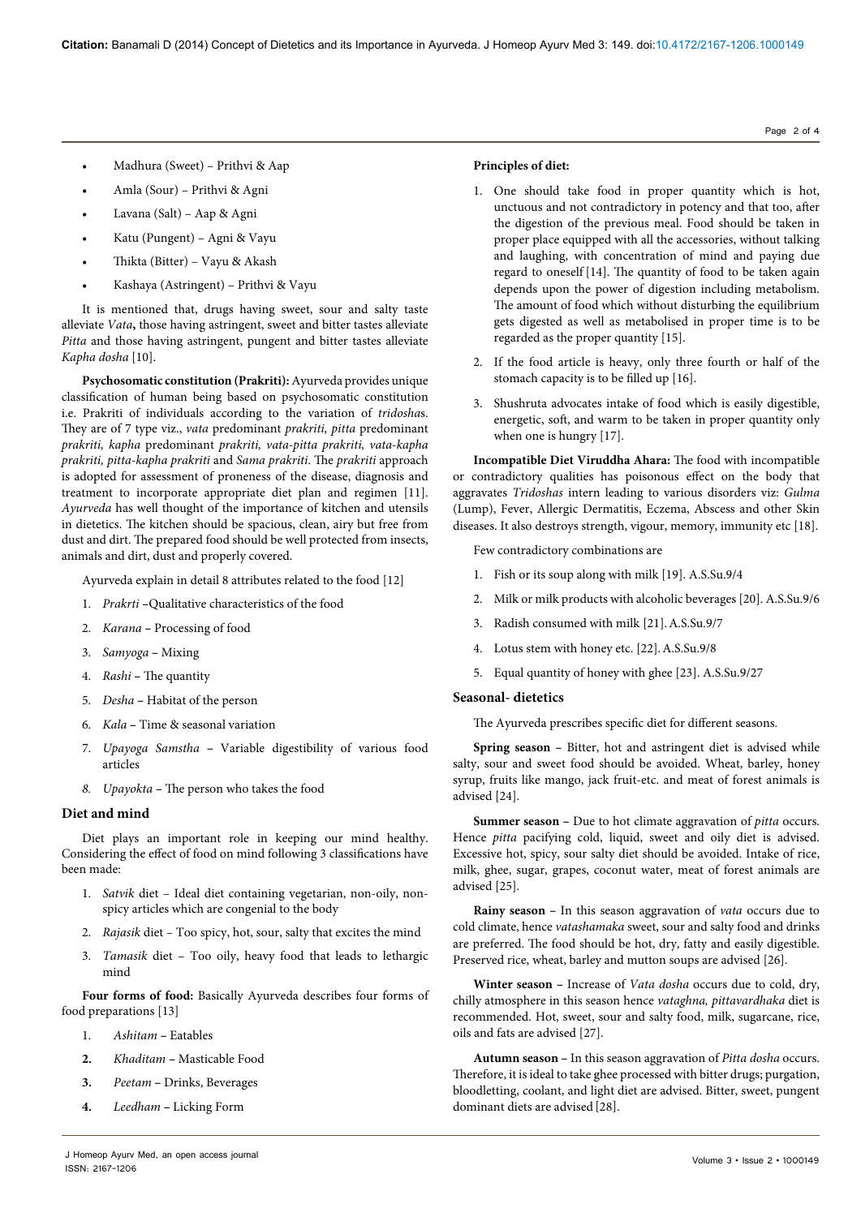- Madhura (Sweet) – Prithvi & Aap
- Amla (Sour) – Prithvi & Agni
- Lavana (Salt) – Aap & Agni
- Katu (Pungent) – Agni & Vayu
- Thikta (Bitter) – Vayu & Akash
- Kashaya (Astringent) – Prithvi & Vayu

It is mentioned that, drugs having sweet, sour and salty taste alleviate *Vata***,** those having astringent, sweet and bitter tastes alleviate *Pitta* and those having astringent, pungent and bitter tastes alleviate *Kapha dosha* [10].

**Psychosomatic constitution (Prakriti):** Ayurveda provides unique classification of human being based on psychosomatic constitution i.e. Prakriti of individuals according to the variation of *tridosha*s. They are of 7 type viz., *vata* predominant *prakriti, pitta* predominant *prakriti, kapha* predominant *prakriti, vata-pitta prakriti, vata-kapha prakriti, pitta-kapha prakriti* and *Sama prakriti*. The *prakriti* approach is adopted for assessment of proneness of the disease, diagnosis and treatment to incorporate appropriate diet plan and regimen [11]. *Ayurveda* has well thought of the importance of kitchen and utensils in dietetics. The kitchen should be spacious, clean, airy but free from dust and dirt. The prepared food should be well protected from insects, animals and dirt, dust and properly covered.

Ayurveda explain in detail 8 attributes related to the food [12]

1. *Prakrti* –Qualitative characteristics of the food
2. *Karana* – Processing of food
3. *Samyoga* – Mixing
4. *Rashi* – The quantity
5. *Desha* – Habitat of the person
6. *Kala* – Time & seasonal variation
7. *Upayoga Samstha* – Variable digestibility of various food articles
8. *Upayokta* – The person who takes the food

## Diet and mind

Diet plays an important role in keeping our mind healthy. Considering the effect of food on mind following 3 classifications have been made:

1. *Satvik* diet – Ideal diet containing vegetarian, non-oily, non-spicy articles which are congenial to the body
2. *Rajasik* diet – Too spicy, hot, sour, salty that excites the mind
3. *Tamasik* diet – Too oily, heavy food that leads to lethargic mind

**Four forms of food:** Basically Ayurveda describes four forms of food preparations [13]

1. *Ashitam* – Eatables
2. *Khaditam* – Masticable Food
3. *Peetam* – Drinks, Beverages
4. *Leedham* – Licking Form

**Principles of diet:**

1. One should take food in proper quantity which is hot, unctuous and not contradictory in potency and that too, after the digestion of the previous meal. Food should be taken in proper place equipped with all the accessories, without talking and laughing, with concentration of mind and paying due regard to oneself [14]. The quantity of food to be taken again depends upon the power of digestion including metabolism. The amount of food which without disturbing the equilibrium gets digested as well as metabolised in proper time is to be regarded as the proper quantity [15].
2. If the food article is heavy, only three fourth or half of the stomach capacity is to be filled up [16].
3. Shushruta advocates intake of food which is easily digestible, energetic, soft, and warm to be taken in proper quantity only when one is hungry [17].

**Incompatible Diet Viruddha Ahara:** The food with incompatible or contradictory qualities has poisonous effect on the body that aggravates *Tridoshas* intern leading to various disorders viz: *Gulma* (Lump), Fever, Allergic Dermatitis, Eczema, Abscess and other Skin diseases. It also destroys strength, vigour, memory, immunity etc [18].

Few contradictory combinations are

1. Fish or its soup along with milk [19]. A.S.Su.9/4
2. Milk or milk products with alcoholic beverages [20]. A.S.Su.9/6
3. Radish consumed with milk [21]. A.S.Su.9/7
4. Lotus stem with honey etc. [22]. A.S.Su.9/8
5. Equal quantity of honey with ghee [23]. A.S.Su.9/27

## Seasonal- dietetics

The Ayurveda prescribes specific diet for different seasons.

**Spring season** – Bitter, hot and astringent diet is advised while salty, sour and sweet food should be avoided. Wheat, barley, honey syrup, fruits like mango, jack fruit-etc. and meat of forest animals is advised [24].

**Summer season** – Due to hot climate aggravation of *pitta* occurs. Hence *pitta* pacifying cold, liquid, sweet and oily diet is advised. Excessive hot, spicy, sour salty diet should be avoided. Intake of rice, milk, ghee, sugar, grapes, coconut water, meat of forest animals are advised [25].

**Rainy season** – In this season aggravation of *vata* occurs due to cold climate, hence *vatashamaka* sweet, sour and salty food and drinks are preferred. The food should be hot, dry, fatty and easily digestible. Preserved rice, wheat, barley and mutton soups are advised [26].

**Winter season** – Increase of *Vata dosha* occurs due to cold, dry, chilly atmosphere in this season hence *vataghna, pittavardhaka* diet is recommended. Hot, sweet, sour and salty food, milk, sugarcane, rice, oils and fats are advised [27].

**Autumn season** – In this season aggravation of *Pitta dosha* occurs. Therefore, it is ideal to take ghee processed with bitter drugs; purgation, bloodletting, coolant, and light diet are advised. Bitter, sweet, pungent dominant diets are advised [28].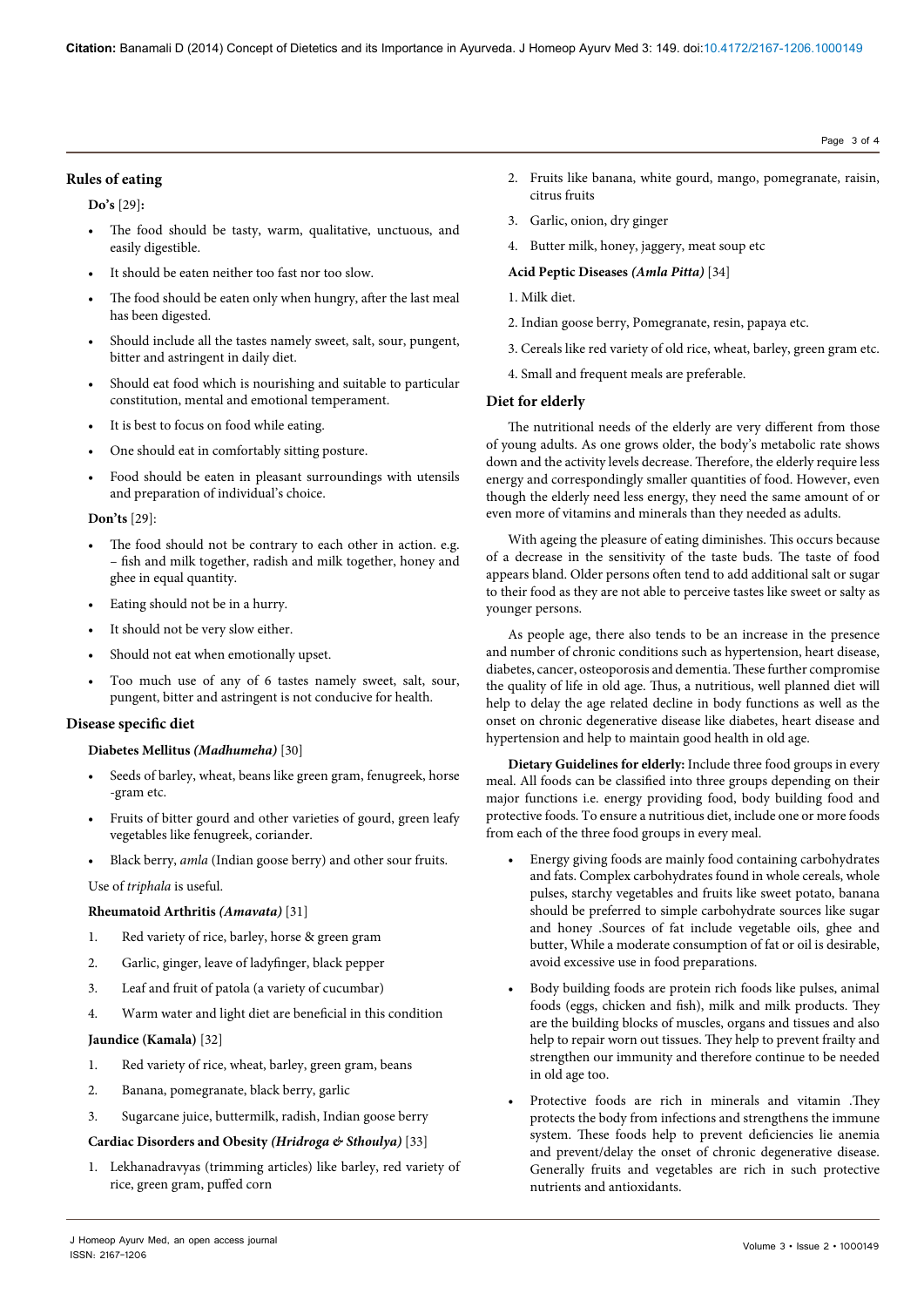## Rules of eating

**Do's** [29]**:**

- The food should be tasty, warm, qualitative, unctuous, and easily digestible.
- It should be eaten neither too fast nor too slow.
- The food should be eaten only when hungry, after the last meal has been digested.
- Should include all the tastes namely sweet, salt, sour, pungent, bitter and astringent in daily diet.
- Should eat food which is nourishing and suitable to particular constitution, mental and emotional temperament.
- It is best to focus on food while eating.
- One should eat in comfortably sitting posture.
- Food should be eaten in pleasant surroundings with utensils and preparation of individual's choice.

**Don'ts** [29]:

- The food should not be contrary to each other in action. e.g. – fish and milk together, radish and milk together, honey and ghee in equal quantity.
- Eating should not be in a hurry.
- It should not be very slow either.
- Should not eat when emotionally upset.
- Too much use of any of 6 tastes namely sweet, salt, sour, pungent, bitter and astringent is not conducive for health.

## Disease specific diet

**Diabetes Mellitus *(Madhumeha)*** [30]

- Seeds of barley, wheat, beans like green gram, fenugreek, horse -gram etc.
- Fruits of bitter gourd and other varieties of gourd, green leafy vegetables like fenugreek, coriander.
- Black berry, *amla* (Indian goose berry) and other sour fruits.

Use of *triphala* is useful.

**Rheumatoid Arthritis *(Amavata)*** [31]

1. Red variety of rice, barley, horse & green gram
2. Garlic, ginger, leave of ladyfinger, black pepper
3. Leaf and fruit of patola (a variety of cucumbar)
4. Warm water and light diet are beneficial in this condition

**Jaundice (Kamala)** [32]

1. Red variety of rice, wheat, barley, green gram, beans
2. Banana, pomegranate, black berry, garlic
3. Sugarcane juice, buttermilk, radish, Indian goose berry

**Cardiac Disorders and Obesity *(Hridroga & Sthoulya)*** [33]

1. Lekhanadravyas (trimming articles) like barley, red variety of rice, green gram, puffed corn
2. Fruits like banana, white gourd, mango, pomegranate, raisin, citrus fruits
3. Garlic, onion, dry ginger
4. Butter milk, honey, jaggery, meat soup etc

**Acid Peptic Diseases *(Amla Pitta)*** [34]

1. Milk diet.
2. Indian goose berry, Pomegranate, resin, papaya etc.
3. Cereals like red variety of old rice, wheat, barley, green gram etc.
4. Small and frequent meals are preferable.

## Diet for elderly

The nutritional needs of the elderly are very different from those of young adults. As one grows older, the body's metabolic rate shows down and the activity levels decrease. Therefore, the elderly require less energy and correspondingly smaller quantities of food. However, even though the elderly need less energy, they need the same amount of or even more of vitamins and minerals than they needed as adults.

With ageing the pleasure of eating diminishes. This occurs because of a decrease in the sensitivity of the taste buds. The taste of food appears bland. Older persons often tend to add additional salt or sugar to their food as they are not able to perceive tastes like sweet or salty as younger persons.

As people age, there also tends to be an increase in the presence and number of chronic conditions such as hypertension, heart disease, diabetes, cancer, osteoporosis and dementia. These further compromise the quality of life in old age. Thus, a nutritious, well planned diet will help to delay the age related decline in body functions as well as the onset on chronic degenerative disease like diabetes, heart disease and hypertension and help to maintain good health in old age.

**Dietary Guidelines for elderly:** Include three food groups in every meal. All foods can be classified into three groups depending on their major functions i.e. energy providing food, body building food and protective foods. To ensure a nutritious diet, include one or more foods from each of the three food groups in every meal.

- Energy giving foods are mainly food containing carbohydrates and fats. Complex carbohydrates found in whole cereals, whole pulses, starchy vegetables and fruits like sweet potato, banana should be preferred to simple carbohydrate sources like sugar and honey .Sources of fat include vegetable oils, ghee and butter, While a moderate consumption of fat or oil is desirable, avoid excessive use in food preparations.
- Body building foods are protein rich foods like pulses, animal foods (eggs, chicken and fish), milk and milk products. They are the building blocks of muscles, organs and tissues and also help to repair worn out tissues. They help to prevent frailty and strengthen our immunity and therefore continue to be needed in old age too.
- Protective foods are rich in minerals and vitamin .They protects the body from infections and strengthens the immune system. These foods help to prevent deficiencies lie anemia and prevent/delay the onset of chronic degenerative disease. Generally fruits and vegetables are rich in such protective nutrients and antioxidants.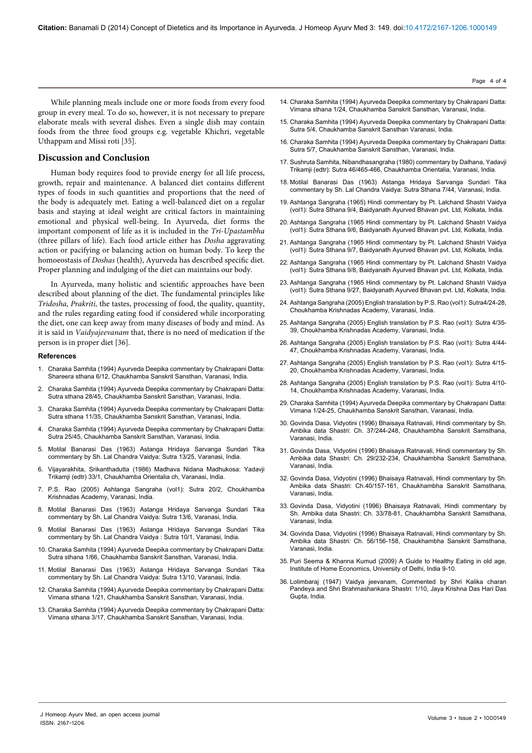While planning meals include one or more foods from every food group in every meal. To do so, however, it is not necessary to prepare elaborate meals with several dishes. Even a single dish may contain foods from the three food groups e.g. vegetable Khichri, vegetable Uthappam and Missi roti [35].

## Discussion and Conclusion

Human body requires food to provide energy for all life process, growth, repair and maintenance. A balanced diet contains different types of foods in such quantities and proportions that the need of the body is adequately met. Eating a well-balanced diet on a regular basis and staying at ideal weight are critical factors in maintaining emotional and physical well-being. In Ayurveda, diet forms the important component of life as it is included in the *Tri-Upastambha* (three pillars of life). Each food article either has *Dosha* aggravating action or pacifying or balancing action on human body. To keep the homoeostasis of *Doshas* (health), Ayurveda has described specific diet. Proper planning and indulging of the diet can maintains our body.

In Ayurveda, many holistic and scientific approaches have been described about planning of the diet. The fundamental principles like *Tridosha, Prakriti,* the tastes, processing of food, the quality, quantity, and the rules regarding eating food if considered while incorporating the diet, one can keep away from many diseases of body and mind. As it is said in *Vaidyajeevanam* that, there is no need of medication if the person is in proper diet [36].

### References

1. Charaka Samhita (1994) Ayurveda Deepika commentary by Chakrapani Datta: Shareera sthana 6/12, Chaukhamba Sanskrit Sansthan, Varanasi, India.
2. Charaka Samhita (1994) Ayurveda Deepika commentary by Chakrapani Datta: Sutra sthana 28/45, Chaukhamba Sanskrit Sansthan, Varanasi, India.
3. Charaka Samhita (1994) Ayurveda Deepika commentary by Chakrapani Datta: Sutra sthana 11/35, Chaukhamba Sanskrit Sansthan, Varanasi, India.
4. Charaka Samhita (1994) Ayurveda Deepika commentary by Chakrapani Datta: Sutra 25/45, Chaukhamba Sanskrit Sansthan, Varanasi, India.
5. Motilal Banarasi Das (1963) Astanga Hridaya Sarvanga Sundari Tika commentary by Sh. Lal Chandra Vaidya: Sutra 13/25, Varanasi, India.
6. Vijayarakhita, Srikanthadutta (1986) Madhava Nidana Madhukosa: Yadavji Trikamji (edtr) 33/1, Chaukhamba Orientalia ch, Varanasi, India.
7. P.S. Rao (2005) Ashtanga Sangraha (vol1): Sutra 20/2, Choukhamba Krishnadas Academy, Varanasi, India.
8. Motilal Banarasi Das (1963) Astanga Hridaya Sarvanga Sundari Tika commentary by Sh. Lal Chandra Vaidya: Sutra 13/6, Varanasi, India.
9. Motilal Banarasi Das (1963) Astanga Hridaya Sarvanga Sundari Tika commentary by Sh. Lal Chandra Vaidya : Sutra 10/1, Varanasi, India.
10. Charaka Samhita (1994) Ayurveda Deepika commentary by Chakrapani Datta: Sutra sthana 1/66, Chaukhamba Sanskrit Sansthan, Varanasi, India.
11. Motilal Banarasi Das (1963) Astanga Hridaya Sarvanga Sundari Tika commentary by Sh. Lal Chandra Vaidya: Sutra 13/10, Varanasi, India.
12. Charaka Samhita (1994) Ayurveda Deepika commentary by Chakrapani Datta: Vimana sthana 1/21, Chaukhamba Sanskrit Sansthan, Varanasi, India.
13. Charaka Samhita (1994) Ayurveda Deepika commentary by Chakrapani Datta: Vimana sthana 3/17, Chaukhamba Sanskrit Sansthan, Varanasi, India.
14. Charaka Samhita (1994) Ayurveda Deepika commentary by Chakrapani Datta: Vimana sthana 1/24, Chaukhamba Sanskrit Sansthan, Varanasi, India.
15. Charaka Samhita (1994) Ayurveda Deepika commentary by Chakrapani Datta: Sutra 5/4, Chaukhamba Sanskrit Sansthan Varanasi, India.
16. Charaka Samhita (1994) Ayurveda Deepika commentary by Chakrapani Datta: Sutra 5/7, Chaukhamba Sanskrit Sansthan, Varanasi, India.
17. Sushruta Samhita, Nibandhasangraha (1980) commentary by Dalhana, Yadavji Trikamji (edtr): Sutra 46/465-466, Chaukhamba Orientalia, Varanasi, India.
18. Motilal Banarasi Das (1963) Astanga Hridaya Sarvanga Sundari Tika commentary by Sh. Lal Chandra Vaidya: Sutra Sthana 7/44, Varanasi, India.
19. Ashtanga Sangraha (1965) Hindi commentary by Pt. Lalchand Shastri Vaidya (vol1): Sutra Sthana 9/4, Baidyanath Ayurved Bhavan pvt. Ltd, Kolkata, India.
20. Ashtanga Sangraha (1965 Hindi commentary by Pt. Lalchand Shastri Vaidya (vol1): Sutra Sthana 9/6, Baidyanath Ayurved Bhavan pvt. Ltd, Kolkata, India.
21. Ashtanga Sangraha (1965 Hindi commentary by Pt. Lalchand Shastri Vaidya (vol1): Sutra Sthana 9/7, Baidyanath Ayurved Bhavan pvt. Ltd, Kolkata, India.
22. Ashtanga Sangraha (1965 Hindi commentary by Pt. Lalchand Shastri Vaidya (vol1): Sutra Sthana 9/8, Baidyanath Ayurved Bhavan pvt. Ltd, Kolkata, India.
23. Ashtanga Sangraha (1965 Hindi commentary by Pt. Lalchand Shastri Vaidya (vol1): Sutra Sthana 9/27, Baidyanath Ayurved Bhavan pvt. Ltd, Kolkata, India.
24. Ashtanga Sangraha (2005) English translation by P.S. Rao (vol1): Sutra4/24-28, Choukhamba Krishnadas Academy, Varanasi, India.
25. Ashtanga Sangraha (2005) English translation by P.S. Rao (vol1): Sutra 4/35-39, Choukhamba Krishnadas Academy, Varanasi, India.
26. Ashtanga Sangraha (2005) English translation by P.S. Rao (vol1): Sutra 4/44-47, Choukhamba Krishnadas Academy, Varanasi, India.
27. Ashtanga Sangraha (2005) English translation by P.S. Rao (vol1): Sutra 4/15-20, Choukhamba Krishnadas Academy, Varanasi, India.
28. Ashtanga Sangraha (2005) English translation by P.S. Rao (vol1): Sutra 4/10-14, Choukhamba Krishnadas Academy, Varanasi, India.
29. Charaka Samhita (1994) Ayurveda Deepika commentary by Chakrapani Datta: Vimana 1/24-25, Chaukhamba Sanskrit Sansthan, Varanasi, India.
30. Govinda Dasa, Vidyotini (1996) Bhaisaya Ratnavali, Hindi commentary by Sh. Ambika data Shastri: Ch. 37/244-248, Chaukhambha Sanskrit Samsthana, Varanasi, India.
31. Govinda Dasa, Vidyotini (1996) Bhaisaya Ratnavali, Hindi commentary by Sh. Ambika data Shastri: Ch. 29/232-234, Chaukhambha Sanskrit Samsthana, Varanasi, India.
32. Govinda Dasa, Vidyotini (1996) Bhaisaya Ratnavali, Hindi commentary by Sh. Ambika data Shastri: Ch.40/157-161, Chaukhambha Sanskrit Samsthana, Varanasi, India.
33. Govinda Dasa, Vidyotini (1996) Bhaisaya Ratnavali, Hindi commentary by Sh. Ambika data Shastri: Ch. 33/78-81, Chaukhambha Sanskrit Samsthana, Varanasi, India.
34. Govinda Dasa, Vidyotini (1996) Bhaisaya Ratnavali, Hindi commentary by Sh. Ambika data Shastri: Ch. 56/156-158, Chaukhambha Sanskrit Samsthana, Varanasi, India.
35. Puri Seema & Khanna Kumud (2009) A Guide to Healthy Eating in old age, Institute of Home Economics, University of Delhi, India 9-10.
36. Lolimbaraj (1947) Vaidya jeevanam, Commented by Shri Kalika charan Pandeya and Shri Brahmashankara Shastri: 1/10, Jaya Krishna Das Hari Das Gupta, India.